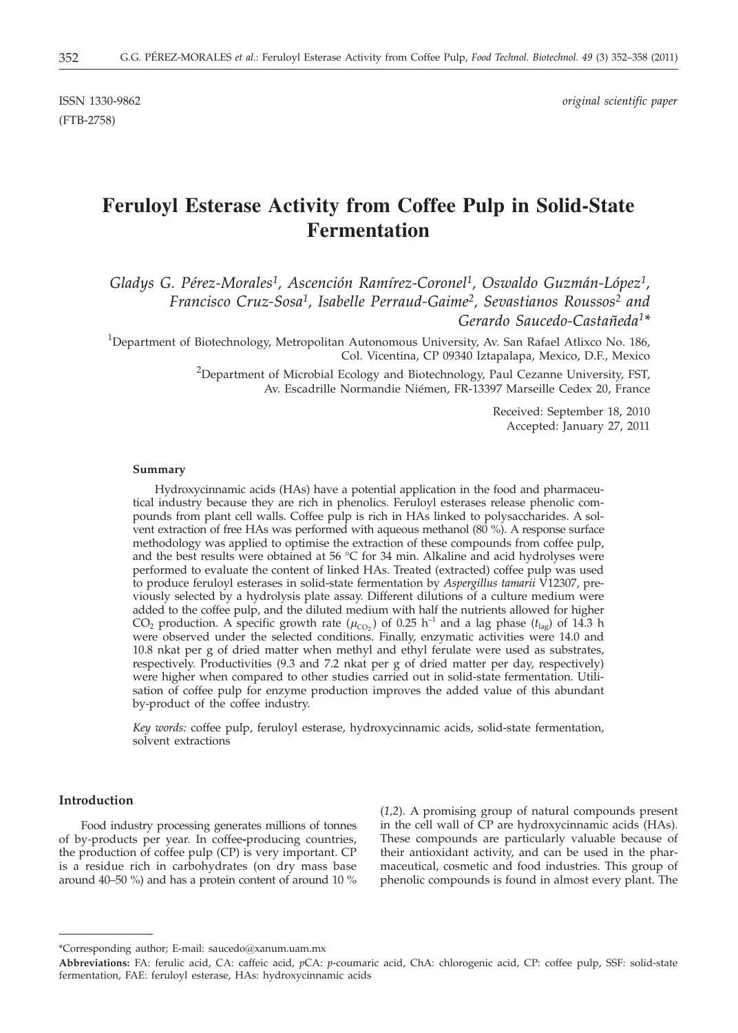ISSN 1330-9862

(FTB-2758)

*original scientific paper*

# Feruloyl Esterase Activity from Coffee Pulp in Solid-State Fermentation

*Gladys G. Pérez-Morales[1], Ascención Ramírez-Coronel[1], Oswaldo Guzmán-López[1], Francisco Cruz-Sosa[1], Isabelle Perraud-Gaime[2], Sevastianos Roussos[2] and Gerardo Saucedo-Castañeda[1]**

[1]Department of Biotechnology, Metropolitan Autonomous University, Av. San Rafael Atlixco No. 186, Col. Vicentina, CP 09340 Iztapalapa, Mexico, D.F., Mexico

[2]Department of Microbial Ecology and Biotechnology, Paul Cezanne University, FST, Av. Escadrille Normandie Niémen, FR-13397 Marseille Cedex 20, France

Received: September 18, 2010
Accepted: January 27, 2011

### Summary

Hydroxycinnamic acids (HAs) have a potential application in the food and pharmaceutical industry because they are rich in phenolics. Feruloyl esterases release phenolic compounds from plant cell walls. Coffee pulp is rich in HAs linked to polysaccharides. A solvent extraction of free HAs was performed with aqueous methanol (80 %). A response surface methodology was applied to optimise the extraction of these compounds from coffee pulp, and the best results were obtained at 56 °C for 34 min. Alkaline and acid hydrolyses were performed to evaluate the content of linked HAs. Treated (extracted) coffee pulp was used to produce feruloyl esterases in solid-state fermentation by *Aspergillus tamarii* V12307, previously selected by a hydrolysis plate assay. Different dilutions of a culture medium were added to the coffee pulp, and the diluted medium with half the nutrients allowed for higher $CO_2$ production. A specific growth rate ($\mu_{CO_2}$) of 0.25 $h^{-1}$ and a lag phase ($t_{lag}$) of 14.3 h were observed under the selected conditions. Finally, enzymatic activities were 14.0 and 10.8 nkat per g of dried matter when methyl and ethyl ferulate were used as substrates, respectively. Productivities (9.3 and 7.2 nkat per g of dried matter per day, respectively) were higher when compared to other studies carried out in solid-state fermentation. Utilisation of coffee pulp for enzyme production improves the added value of this abundant by-product of the coffee industry.

*Key words:* coffee pulp, feruloyl esterase, hydroxycinnamic acids, solid-state fermentation, solvent extractions

## Introduction

Food industry processing generates millions of tonnes of by-products per year. In coffee-producing countries, the production of coffee pulp (CP) is very important. CP is a residue rich in carbohydrates (on dry mass base around 40–50 %) and has a protein content of around 10 % (*1,2*). A promising group of natural compounds present in the cell wall of CP are hydroxycinnamic acids (HAs). These compounds are particularly valuable because of their antioxidant activity, and can be used in the pharmaceutical, cosmetic and food industries. This group of phenolic compounds is found in almost every plant. The

*Corresponding author; E-mail: saucedo@xanum.uam.mx

**Abbreviations:** FA: ferulic acid, CA: caffeic acid, *p*CA: *p*-coumaric acid, ChA: chlorogenic acid, CP: coffee pulp, SSF: solid-state fermentation, FAE: feruloyl esterase, HAs: hydroxycinnamic acids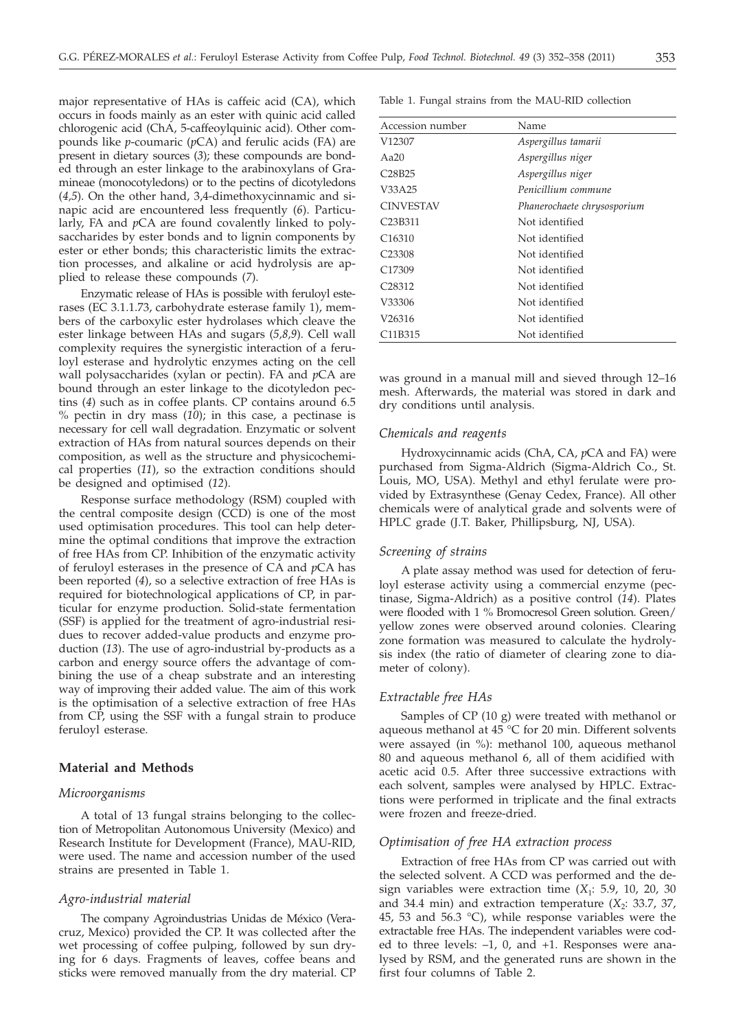major representative of HAs is caffeic acid (CA), which occurs in foods mainly as an ester with quinic acid called chlorogenic acid (ChA, 5-caffeoylquinic acid). Other compounds like *p*-coumaric (*p*CA) and ferulic acids (FA) are present in dietary sources (*3*); these compounds are bonded through an ester linkage to the arabinoxylans of Gramineae (monocotyledons) or to the pectins of dicotyledons (*4,5*). On the other hand, 3,4-dimethoxycinnamic and sinapic acid are encountered less frequently (*6*). Particularly, FA and *p*CA are found covalently linked to polysaccharides by ester bonds and to lignin components by ester or ether bonds; this characteristic limits the extraction processes, and alkaline or acid hydrolysis are applied to release these compounds (*7*).

Enzymatic release of HAs is possible with feruloyl esterases (EC 3.1.1.73, carbohydrate esterase family 1), members of the carboxylic ester hydrolases which cleave the ester linkage between HAs and sugars (*5,8,9*). Cell wall complexity requires the synergistic interaction of a feruloyl esterase and hydrolytic enzymes acting on the cell wall polysaccharides (xylan or pectin). FA and *p*CA are bound through an ester linkage to the dicotyledon pectins (*4*) such as in coffee plants. CP contains around 6.5 % pectin in dry mass (*10*); in this case, a pectinase is necessary for cell wall degradation. Enzymatic or solvent extraction of HAs from natural sources depends on their composition, as well as the structure and physicochemical properties (*11*), so the extraction conditions should be designed and optimised (*12*).

Response surface methodology (RSM) coupled with the central composite design (CCD) is one of the most used optimisation procedures. This tool can help determine the optimal conditions that improve the extraction of free HAs from CP. Inhibition of the enzymatic activity of feruloyl esterases in the presence of CA and *p*CA has been reported (*4*), so a selective extraction of free HAs is required for biotechnological applications of CP, in particular for enzyme production. Solid-state fermentation (SSF) is applied for the treatment of agro-industrial residues to recover added-value products and enzyme production (*13*). The use of agro-industrial by-products as a carbon and energy source offers the advantage of combining the use of a cheap substrate and an interesting way of improving their added value. The aim of this work is the optimisation of a selective extraction of free HAs from CP, using the SSF with a fungal strain to produce feruloyl esterase.

## Material and Methods

### Microorganisms

A total of 13 fungal strains belonging to the collection of Metropolitan Autonomous University (Mexico) and Research Institute for Development (France), MAU-RID, were used. The name and accession number of the used strains are presented in Table 1.

### Agro-industrial material

The company Agroindustrias Unidas de México (Veracruz, Mexico) provided the CP. It was collected after the wet processing of coffee pulping, followed by sun drying for 6 days. Fragments of leaves, coffee beans and sticks were removed manually from the dry material. CP was ground in a manual mill and sieved through 12–16 mesh. Afterwards, the material was stored in dark and dry conditions until analysis.

Table 1. Fungal strains from the MAU-RID collection

| Accession number | Name |
|---|---|
| V12307 | *Aspergillus tamarii* |
| Aa20 | *Aspergillus niger* |
| C28B25 | *Aspergillus niger* |
| V33A25 | *Penicillium commune* |
| CINVESTAV | *Phanerochaete chrysosporium* |
| C23B311 | Not identified |
| C16310 | Not identified |
| C23308 | Not identified |
| C17309 | Not identified |
| C28312 | Not identified |
| V33306 | Not identified |
| V26316 | Not identified |
| C11B315 | Not identified |

### Chemicals and reagents

Hydroxycinnamic acids (ChA, CA, *p*CA and FA) were purchased from Sigma-Aldrich (Sigma-Aldrich Co., St. Louis, MO, USA). Methyl and ethyl ferulate were provided by Extrasynthese (Genay Cedex, France). All other chemicals were of analytical grade and solvents were of HPLC grade (J.T. Baker, Phillipsburg, NJ, USA).

### Screening of strains

A plate assay method was used for detection of feruloyl esterase activity using a commercial enzyme (pectinase, Sigma-Aldrich) as a positive control (*14*). Plates were flooded with 1 % Bromocresol Green solution. Green/yellow zones were observed around colonies. Clearing zone formation was measured to calculate the hydrolysis index (the ratio of diameter of clearing zone to diameter of colony).

### Extractable free HAs

Samples of CP (10 g) were treated with methanol or aqueous methanol at 45 °C for 20 min. Different solvents were assayed (in %): methanol 100, aqueous methanol 80 and aqueous methanol 6, all of them acidified with acetic acid 0.5. After three successive extractions with each solvent, samples were analysed by HPLC. Extractions were performed in triplicate and the final extracts were frozen and freeze-dried.

### Optimisation of free HA extraction process

Extraction of free HAs from CP was carried out with the selected solvent. A CCD was performed and the design variables were extraction time ($X_1$: 5.9, 10, 20, 30 and 34.4 min) and extraction temperature ($X_2$: 33.7, 37, 45, 53 and 56.3 °C), while response variables were the extractable free HAs. The independent variables were coded to three levels: –1, 0, and +1. Responses were analysed by RSM, and the generated runs are shown in the first four columns of Table 2.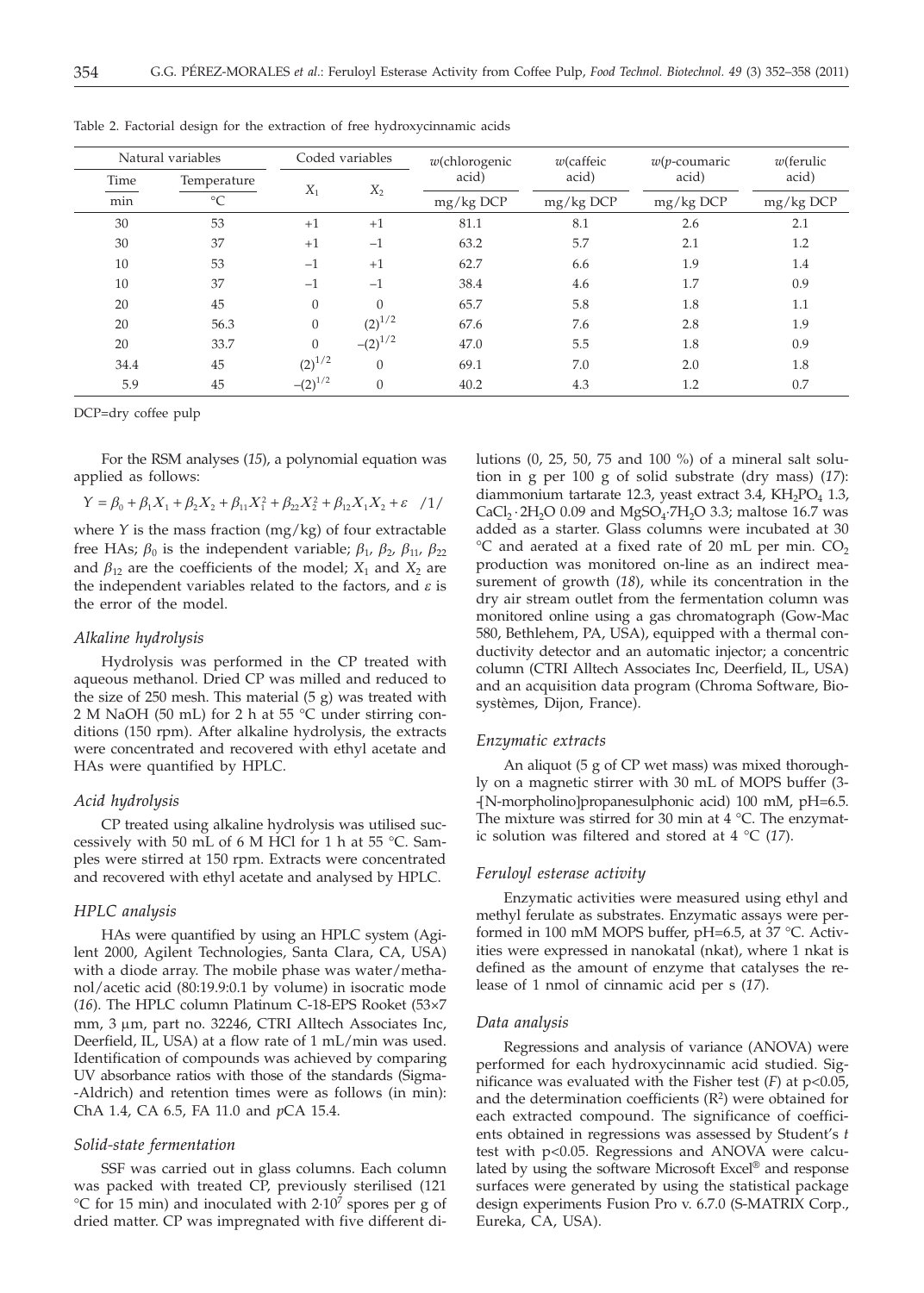Table 2. Factorial design for the extraction of free hydroxycinnamic acids

| Natural variables | | Coded variables | | $w$(chlorogenic acid) | $w$(caffeic acid) | $w$($p$-coumaric acid) | $w$(ferulic acid) |
|---|---|---|---|---|---|---|---|
| Time | Temperature | $X_1$ | $X_2$ | | | | |
| min | °C | | | mg/kg DCP | mg/kg DCP | mg/kg DCP | mg/kg DCP |
| 30 | 53 | +1 | +1 | 81.1 | 8.1 | 2.6 | 2.1 |
| 30 | 37 | +1 | −1 | 63.2 | 5.7 | 2.1 | 1.2 |
| 10 | 53 | −1 | +1 | 62.7 | 6.6 | 1.9 | 1.4 |
| 10 | 37 | −1 | −1 | 38.4 | 4.6 | 1.7 | 0.9 |
| 20 | 45 | 0 | 0 | 65.7 | 5.8 | 1.8 | 1.1 |
| 20 | 56.3 | 0 | $(2)^{1/2}$ | 67.6 | 7.6 | 2.8 | 1.9 |
| 20 | 33.7 | 0 | $-(2)^{1/2}$ | 47.0 | 5.5 | 1.8 | 0.9 |
| 34.4 | 45 | $(2)^{1/2}$ | 0 | 69.1 | 7.0 | 2.0 | 1.8 |
| 5.9 | 45 | $-(2)^{1/2}$ | 0 | 40.2 | 4.3 | 1.2 | 0.7 |

DCP=dry coffee pulp

For the RSM analyses (*15*), a polynomial equation was applied as follows:

$$Y = \beta_0 + \beta_1 X_1 + \beta_2 X_2 + \beta_{11} X_1^2 + \beta_{22} X_2^2 + \beta_{12} X_1 X_2 + \varepsilon \quad /1/$$

where $Y$ is the mass fraction (mg/kg) of four extractable free HAs; $\beta_0$ is the independent variable; $\beta_1$, $\beta_2$, $\beta_{11}$, $\beta_{22}$ and $\beta_{12}$ are the coefficients of the model; $X_1$ and $X_2$ are the independent variables related to the factors, and $\varepsilon$ is the error of the model.

### *Alkaline hydrolysis*

Hydrolysis was performed in the CP treated with aqueous methanol. Dried CP was milled and reduced to the size of 250 mesh. This material (5 g) was treated with 2 M NaOH (50 mL) for 2 h at 55 °C under stirring conditions (150 rpm). After alkaline hydrolysis, the extracts were concentrated and recovered with ethyl acetate and HAs were quantified by HPLC.

### *Acid hydrolysis*

CP treated using alkaline hydrolysis was utilised successively with 50 mL of 6 M HCl for 1 h at 55 °C. Samples were stirred at 150 rpm. Extracts were concentrated and recovered with ethyl acetate and analysed by HPLC.

### *HPLC analysis*

HAs were quantified by using an HPLC system (Agilent 2000, Agilent Technologies, Santa Clara, CA, USA) with a diode array. The mobile phase was water/methanol/acetic acid (80:19.9:0.1 by volume) in isocratic mode (*16*). The HPLC column Platinum C-18-EPS Rooket (53×7 mm, 3 μm, part no. 32246, CTRI Alltech Associates Inc, Deerfield, IL, USA) at a flow rate of 1 mL/min was used. Identification of compounds was achieved by comparing UV absorbance ratios with those of the standards (Sigma-Aldrich) and retention times were as follows (in min): ChA 1.4, CA 6.5, FA 11.0 and *p*CA 15.4.

### *Solid-state fermentation*

SSF was carried out in glass columns. Each column was packed with treated CP, previously sterilised (121 °C for 15 min) and inoculated with $2\cdot10^7$ spores per g of dried matter. CP was impregnated with five different dilutions (0, 25, 50, 75 and 100 %) of a mineral salt solution in g per 100 g of solid substrate (dry mass) (*17*): diammonium tartarate 12.3, yeast extract 3.4, $KH_2PO_4$ 1.3, $CaCl_2\cdot 2H_2O$ 0.09 and $MgSO_4\cdot 7H_2O$ 3.3; maltose 16.7 was added as a starter. Glass columns were incubated at 30 °C and aerated at a fixed rate of 20 mL per min. $CO_2$ production was monitored on-line as an indirect measurement of growth (*18*), while its concentration in the dry air stream outlet from the fermentation column was monitored online using a gas chromatograph (Gow-Mac 580, Bethlehem, PA, USA), equipped with a thermal conductivity detector and an automatic injector; a concentric column (CTRI Alltech Associates Inc, Deerfield, IL, USA) and an acquisition data program (Chroma Software, Biosystèmes, Dijon, France).

### *Enzymatic extracts*

An aliquot (5 g of CP wet mass) was mixed thoroughly on a magnetic stirrer with 30 mL of MOPS buffer (3-[N-morpholino]propanesulphonic acid) 100 mM, pH=6.5. The mixture was stirred for 30 min at 4 °C. The enzymatic solution was filtered and stored at 4 °C (*17*).

### *Feruloyl esterase activity*

Enzymatic activities were measured using ethyl and methyl ferulate as substrates. Enzymatic assays were performed in 100 mM MOPS buffer, pH=6.5, at 37 °C. Activities were expressed in nanokatal (nkat), whereas 1 nkat is defined as the amount of enzyme that catalyses the release of 1 nmol of cinnamic acid per s (*17*).

### *Data analysis*

Regressions and analysis of variance (ANOVA) were performed for each hydroxycinnamic acid studied. Significance was evaluated with the Fisher test ($F$) at $p<0.05$, and the determination coefficients ($R^2$) were obtained for each extracted compound. The significance of coefficients obtained in regressions was assessed by Student's $t$ test with $p<0.05$. Regressions and ANOVA were calculated by using the software Microsoft Excel® and response surfaces were generated by using the statistical package design experiments Fusion Pro v. 6.7.0 (S-MATRIX Corp., Eureka, CA, USA).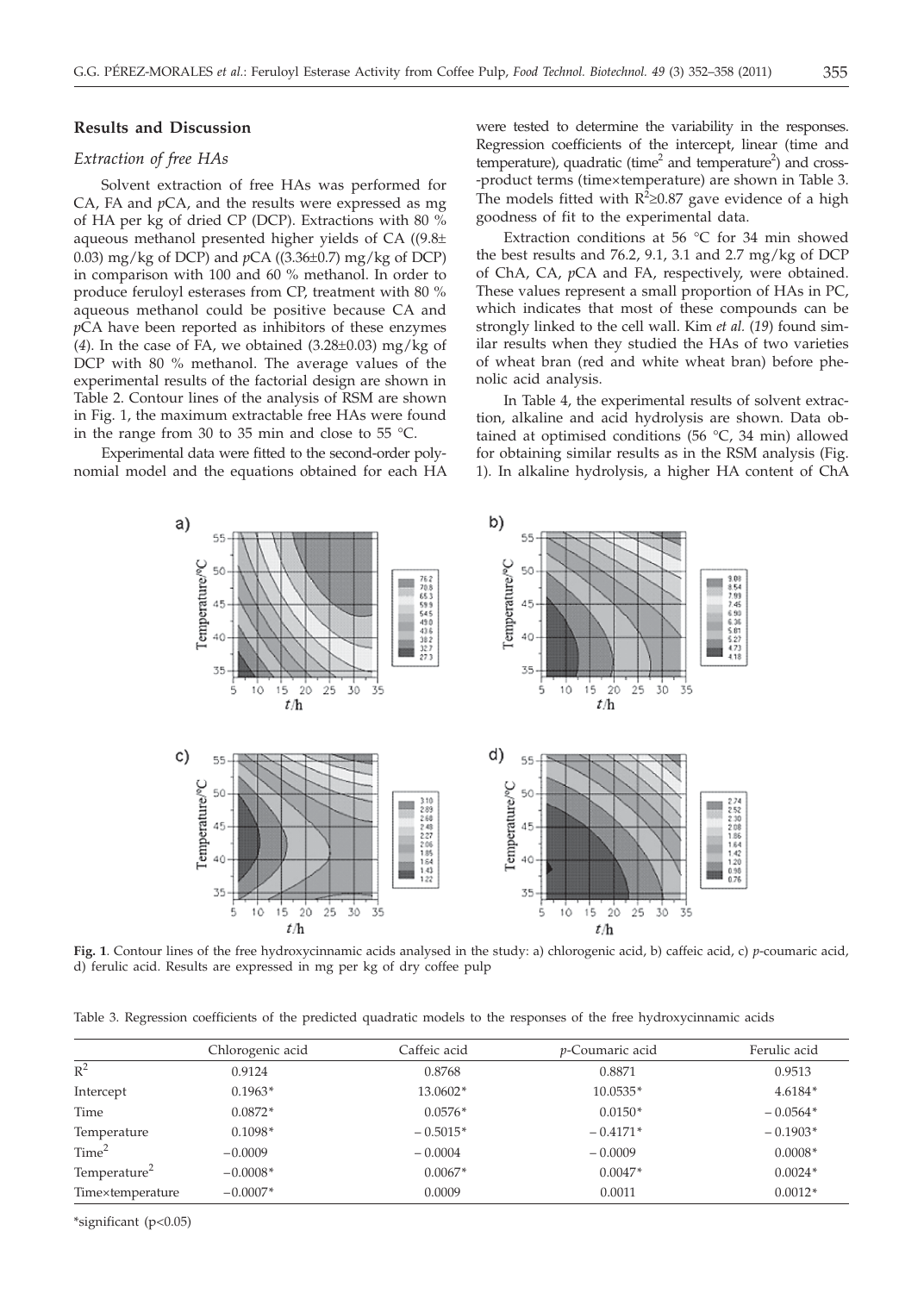## Results and Discussion

### Extraction of free HAs

Solvent extraction of free HAs was performed for CA, FA and *p*CA, and the results were expressed as mg of HA per kg of dried CP (DCP). Extractions with 80 % aqueous methanol presented higher yields of CA ((9.8± 0.03) mg/kg of DCP) and *p*CA ((3.36±0.7) mg/kg of DCP) in comparison with 100 and 60 % methanol. In order to produce feruloyl esterases from CP, treatment with 80 % aqueous methanol could be positive because CA and *p*CA have been reported as inhibitors of these enzymes (*4*). In the case of FA, we obtained (3.28±0.03) mg/kg of DCP with 80 % methanol. The average values of the experimental results of the factorial design are shown in Table 2. Contour lines of the analysis of RSM are shown in Fig. 1, the maximum extractable free HAs were found in the range from 30 to 35 min and close to 55 °C.

Experimental data were fitted to the second-order polynomial model and the equations obtained for each HA were tested to determine the variability in the responses. Regression coefficients of the intercept, linear (time and temperature), quadratic (time$^2$ and temperature$^2$) and cross-product terms (time×temperature) are shown in Table 3. The models fitted with $R^2 \geq 0.87$ gave evidence of a high goodness of fit to the experimental data.

Extraction conditions at 56 °C for 34 min showed the best results and 76.2, 9.1, 3.1 and 2.7 mg/kg of DCP of ChA, CA, *p*CA and FA, respectively, were obtained. These values represent a small proportion of HAs in PC, which indicates that most of these compounds can be strongly linked to the cell wall. Kim *et al.* (*19*) found similar results when they studied the HAs of two varieties of wheat bran (red and white wheat bran) before phenolic acid analysis.

In Table 4, the experimental results of solvent extraction, alkaline and acid hydrolysis are shown. Data obtained at optimised conditions (56 °C, 34 min) allowed for obtaining similar results as in the RSM analysis (Fig. 1). In alkaline hydrolysis, a higher HA content of ChA

**Fig. 1**. Contour lines of the free hydroxycinnamic acids analysed in the study: a) chlorogenic acid, b) caffeic acid, c) *p*-coumaric acid, d) ferulic acid. Results are expressed in mg per kg of dry coffee pulp

Table 3. Regression coefficients of the predicted quadratic models to the responses of the free hydroxycinnamic acids

| | Chlorogenic acid | Caffeic acid | *p*-Coumaric acid | Ferulic acid |
|---|---|---|---|---|
| $R^2$ | 0.9124 | 0.8768 | 0.8871 | 0.9513 |
| Intercept | 0.1963* | 13.0602* | 10.0535* | 4.6184* |
| Time | 0.0872* | 0.0576* | 0.0150* | –0.0564* |
| Temperature | 0.1098* | –0.5015* | –0.4171* | –0.1903* |
| Time$^2$ | –0.0009 | –0.0004 | –0.0009 | 0.0008* |
| Temperature$^2$ | –0.0008* | 0.0067* | 0.0047* | 0.0024* |
| Time×temperature | –0.0007* | 0.0009 | 0.0011 | 0.0012* |

*significant ($p<0.05$)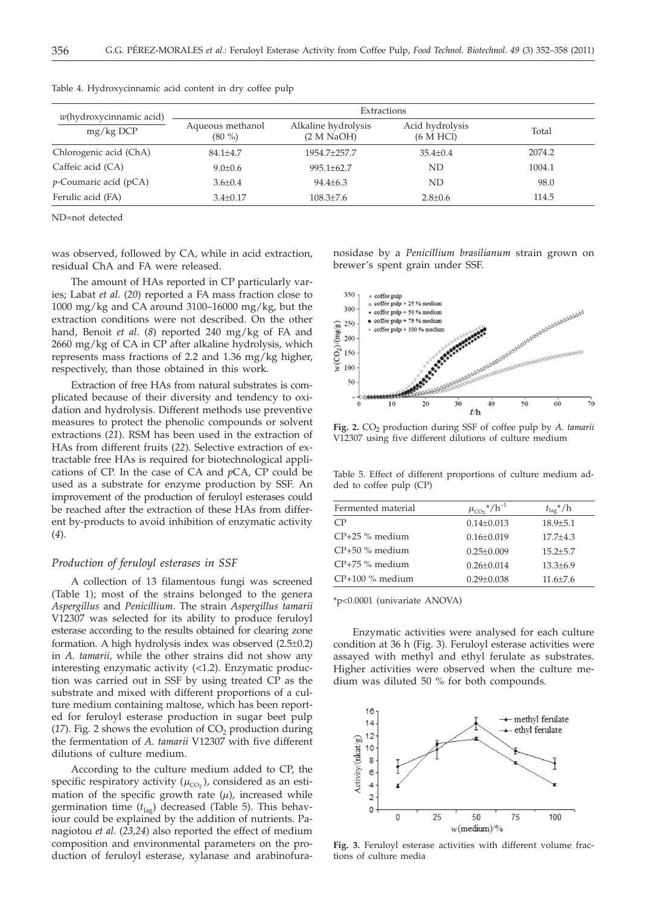Table 4. Hydroxycinnamic acid content in dry coffee pulp

| $w$(hydroxycinnamic acid) mg/kg DCP | Extractions | | | |
|---|---|---|---|---|
| | Aqueous methanol (80 %) | Alkaline hydrolysis (2 M NaOH) | Acid hydrolysis (6 M HCl) | Total |
| Chlorogenic acid (ChA) | 84.1±4.7 | 1954.7±257.7 | 35.4±0.4 | 2074.2 |
| Caffeic acid (CA) | 9.0±0.6 | 995.1±62.7 | ND | 1004.1 |
| *p*-Coumaric acid (pCA) | 3.6±0.4 | 94.4±6.3 | ND | 98.0 |
| Ferulic acid (FA) | 3.4±0.17 | 108.3±7.6 | 2.8±0.6 | 114.5 |

ND=not detected

was observed, followed by CA, while in acid extraction, residual ChA and FA were released.

The amount of HAs reported in CP particularly varies; Labat *et al.* (*20*) reported a FA mass fraction close to 1000 mg/kg and CA around 3100–16000 mg/kg, but the extraction conditions were not described. On the other hand, Benoit *et al.* (*8*) reported 240 mg/kg of FA and 2660 mg/kg of CA in CP after alkaline hydrolysis, which represents mass fractions of 2.2 and 1.36 mg/kg higher, respectively, than those obtained in this work.

Extraction of free HAs from natural substrates is complicated because of their diversity and tendency to oxidation and hydrolysis. Different methods use preventive measures to protect the phenolic compounds or solvent extractions (*21*). RSM has been used in the extraction of HAs from different fruits (*22*). Selective extraction of extractable free HAs is required for biotechnological applications of CP. In the case of CA and *p*CA, CP could be used as a substrate for enzyme production by SSF. An improvement of the production of feruloyl esterases could be reached after the extraction of these HAs from different by-products to avoid inhibition of enzymatic activity (*4*).

### *Production of feruloyl esterases in SSF*

A collection of 13 filamentous fungi was screened (Table 1); most of the strains belonged to the genera *Aspergillus* and *Penicillium*. The strain *Aspergillus tamarii* V12307 was selected for its ability to produce feruloyl esterase according to the results obtained for clearing zone formation. A high hydrolysis index was observed (2.5±0.2) in *A. tamarii*, while the other strains did not show any interesting enzymatic activity (<1.2). Enzymatic production was carried out in SSF by using treated CP as the substrate and mixed with different proportions of a culture medium containing maltose, which has been reported for feruloyl esterase production in sugar beet pulp (*17*). Fig. 2 shows the evolution of $CO_2$ production during the fermentation of *A. tamarii* V12307 with five different dilutions of culture medium.

According to the culture medium added to CP, the specific respiratory activity ($\mu_{CO_2}$), considered as an estimation of the specific growth rate ($\mu$), increased while germination time ($t_{lag}$) decreased (Table 5). This behaviour could be explained by the addition of nutrients. Panagiotou *et al.* (*23,24*) also reported the effect of medium composition and environmental parameters on the production of feruloyl esterase, xylanase and arabinofuranosidase by a *Penicillium brasilianum* strain grown on brewer's spent grain under SSF.

**Fig. 2.** $CO_2$ production during SSF of coffee pulp by *A. tamarii* V12307 using five different dilutions of culture medium

Table 5. Effect of different proportions of culture medium added to coffee pulp (CP)

| Fermented material | $\mu_{CO_2}$*/$h^{-1}$ | $t_{lag}$*/h |
|---|---|---|
| CP | 0.14±0.013 | 18.9±5.1 |
| CP+25 % medium | 0.16±0.019 | 17.7±4.3 |
| CP+50 % medium | 0.25±0.009 | 15.2±5.7 |
| CP+75 % medium | 0.26±0.014 | 13.3±6.9 |
| CP+100 % medium | 0.29±0.038 | 11.6±7.6 |

*$p<0.0001$ (univariate ANOVA)

Enzymatic activities were analysed for each culture condition at 36 h (Fig. 3). Feruloyl esterase activities were assayed with methyl and ethyl ferulate as substrates. Higher activities were observed when the culture medium was diluted 50 % for both compounds.

**Fig. 3.** Feruloyl esterase activities with different volume fractions of culture media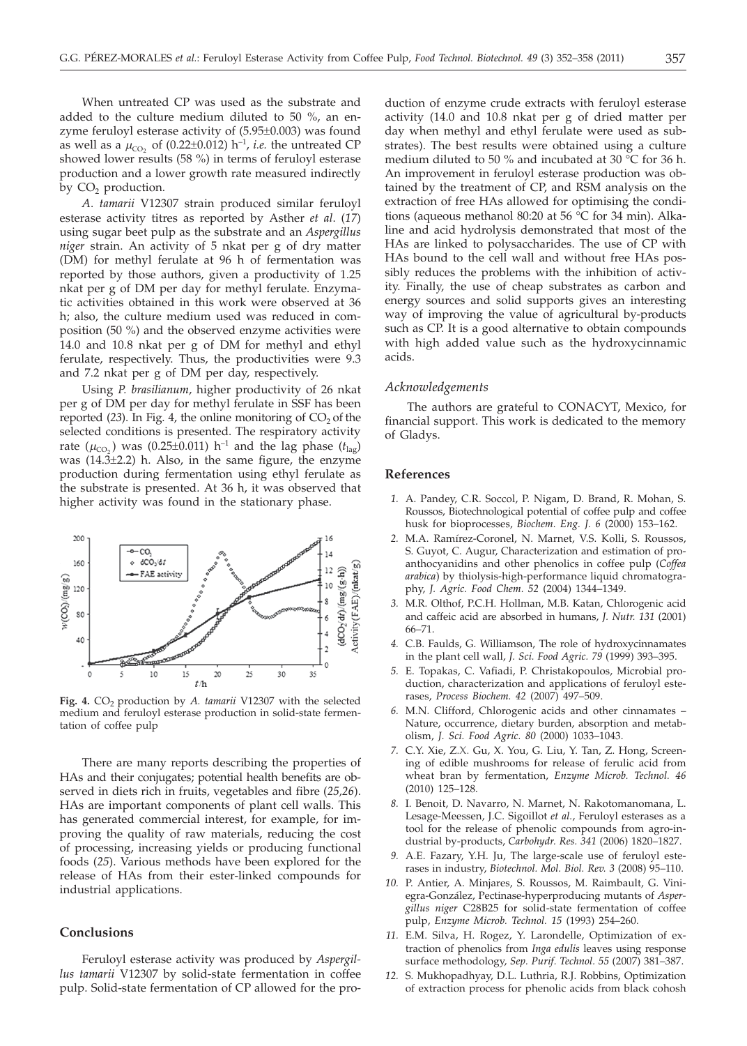When untreated CP was used as the substrate and added to the culture medium diluted to 50 %, an enzyme feruloyl esterase activity of (5.95±0.003) was found as well as a $\mu_{CO_2}$ of (0.22±0.012) h$^{-1}$, *i.e.* the untreated CP showed lower results (58 %) in terms of feruloyl esterase production and a lower growth rate measured indirectly by $CO_2$ production.

*A. tamarii* V12307 strain produced similar feruloyl esterase activity titres as reported by Asther *et al.* (*17*) using sugar beet pulp as the substrate and an *Aspergillus niger* strain. An activity of 5 nkat per g of dry matter (DM) for methyl ferulate at 96 h of fermentation was reported by those authors, given a productivity of 1.25 nkat per g of DM per day for methyl ferulate. Enzymatic activities obtained in this work were observed at 36 h; also, the culture medium used was reduced in composition (50 %) and the observed enzyme activities were 14.0 and 10.8 nkat per g of DM for methyl and ethyl ferulate, respectively. Thus, the productivities were 9.3 and 7.2 nkat per g of DM per day, respectively.

Using *P. brasilianum*, higher productivity of 26 nkat per g of DM per day for methyl ferulate in SSF has been reported (*23*). In Fig. 4, the online monitoring of $CO_2$ of the selected conditions is presented. The respiratory activity rate ($\mu_{CO_2}$) was (0.25±0.011) h$^{-1}$ and the lag phase ($t_{lag}$) was (14.3±2.2) h. Also, in the same figure, the enzyme production during fermentation using ethyl ferulate as the substrate is presented. At 36 h, it was observed that higher activity was found in the stationary phase.

**Fig. 4.** $CO_2$ production by *A. tamarii* V12307 with the selected medium and feruloyl esterase production in solid-state fermentation of coffee pulp

There are many reports describing the properties of HAs and their conjugates; potential health benefits are observed in diets rich in fruits, vegetables and fibre (*25,26*). HAs are important components of plant cell walls. This has generated commercial interest, for example, for improving the quality of raw materials, reducing the cost of processing, increasing yields or producing functional foods (*25*). Various methods have been explored for the release of HAs from their ester-linked compounds for industrial applications.

## Conclusions

Feruloyl esterase activity was produced by *Aspergillus tamarii* V12307 by solid-state fermentation in coffee pulp. Solid-state fermentation of CP allowed for the production of enzyme crude extracts with feruloyl esterase activity (14.0 and 10.8 nkat per g of dried matter per day when methyl and ethyl ferulate were used as substrates). The best results were obtained using a culture medium diluted to 50 % and incubated at 30 °C for 36 h. An improvement in feruloyl esterase production was obtained by the treatment of CP, and RSM analysis on the extraction of free HAs allowed for optimising the conditions (aqueous methanol 80:20 at 56 °C for 34 min). Alkaline and acid hydrolysis demonstrated that most of the HAs are linked to polysaccharides. The use of CP with HAs bound to the cell wall and without free HAs possibly reduces the problems with the inhibition of activity. Finally, the use of cheap substrates as carbon and energy sources and solid supports gives an interesting way of improving the value of agricultural by-products such as CP. It is a good alternative to obtain compounds with high added value such as the hydroxycinnamic acids.

### Acknowledgements

The authors are grateful to CONACYT, Mexico, for financial support. This work is dedicated to the memory of Gladys.

## References

1. A. Pandey, C.R. Soccol, P. Nigam, D. Brand, R. Mohan, S. Roussos, Biotechnological potential of coffee pulp and coffee husk for bioprocesses, *Biochem. Eng. J. 6* (2000) 153–162.
2. M.A. Ramírez-Coronel, N. Marnet, V.S. Kolli, S. Roussos, S. Guyot, C. Augur, Characterization and estimation of proanthocyanidins and other phenolics in coffee pulp (*Coffea arabica*) by thiolysis-high-performance liquid chromatography, *J. Agric. Food Chem. 52* (2004) 1344–1349.
3. M.R. Olthof, P.C.H. Hollman, M.B. Katan, Chlorogenic acid and caffeic acid are absorbed in humans, *J. Nutr. 131* (2001) 66–71.
4. C.B. Faulds, G. Williamson, The role of hydroxycinnamates in the plant cell wall, *J. Sci. Food Agric. 79* (1999) 393–395.
5. E. Topakas, C. Vafiadi, P. Christakopoulos, Microbial production, characterization and applications of feruloyl esterases, *Process Biochem. 42* (2007) 497–509.
6. M.N. Clifford, Chlorogenic acids and other cinnamates – Nature, occurrence, dietary burden, absorption and metabolism, *J. Sci. Food Agric. 80* (2000) 1033–1043.
7. C.Y. Xie, Z.X. Gu, X. You, G. Liu, Y. Tan, Z. Hong, Screening of edible mushrooms for release of ferulic acid from wheat bran by fermentation, *Enzyme Microb. Technol. 46* (2010) 125–128.
8. I. Benoit, D. Navarro, N. Marnet, N. Rakotomanomana, L. Lesage-Meessen, J.C. Sigoillot *et al.*, Feruloyl esterases as a tool for the release of phenolic compounds from agro-industrial by-products, *Carbohydr. Res. 341* (2006) 1820–1827.
9. A.E. Fazary, Y.H. Ju, The large-scale use of feruloyl esterases in industry, *Biotechnol. Mol. Biol. Rev. 3* (2008) 95–110.
10. P. Antier, A. Minjares, S. Roussos, M. Raimbault, G. Viniegra-González, Pectinase-hyperproducing mutants of *Aspergillus niger* C28B25 for solid-state fermentation of coffee pulp, *Enzyme Microb. Technol. 15* (1993) 254–260.
11. E.M. Silva, H. Rogez, Y. Larondelle, Optimization of extraction of phenolics from *Inga edulis* leaves using response surface methodology, *Sep. Purif. Technol. 55* (2007) 381–387.
12. S. Mukhopadhyay, D.L. Luthria, R.J. Robbins, Optimization of extraction process for phenolic acids from black cohosh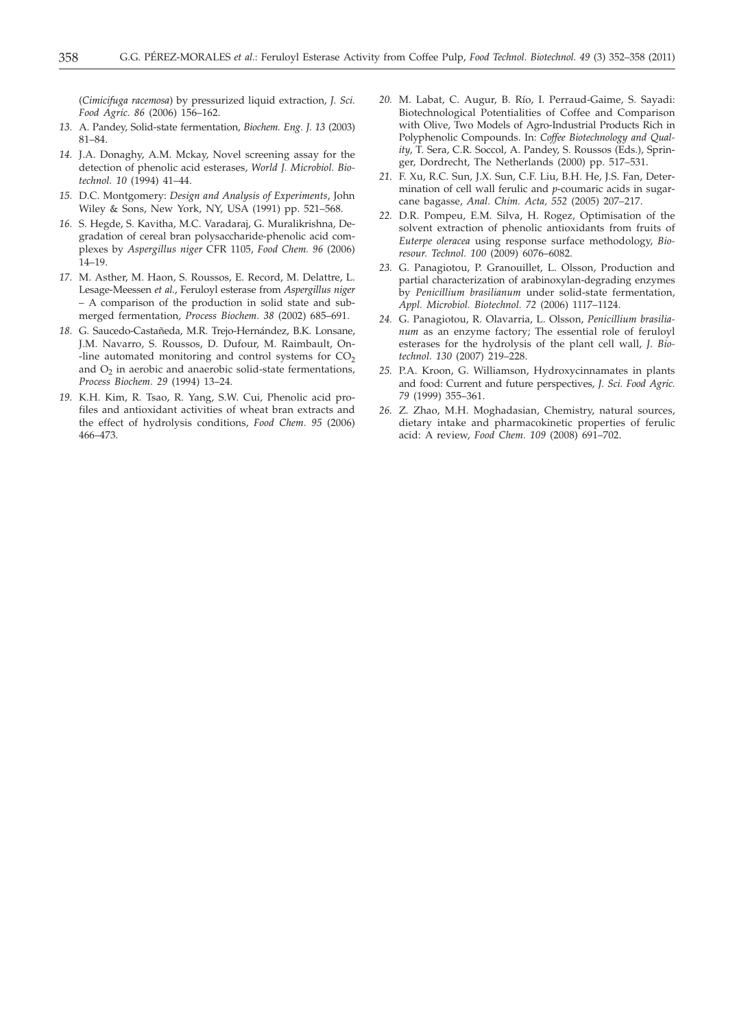(*Cimicifuga racemosa*) by pressurized liquid extraction, *J. Sci. Food Agric. 86* (2006) 156–162.

13. A. Pandey, Solid-state fermentation, *Biochem. Eng. J. 13* (2003) 81–84.
14. J.A. Donaghy, A.M. Mckay, Novel screening assay for the detection of phenolic acid esterases, *World J. Microbiol. Biotechnol. 10* (1994) 41–44.
15. D.C. Montgomery: *Design and Analysis of Experiments*, John Wiley & Sons, New York, NY, USA (1991) pp. 521–568.
16. S. Hegde, S. Kavitha, M.C. Varadaraj, G. Muralikrishna, Degradation of cereal bran polysaccharide-phenolic acid complexes by *Aspergillus niger* CFR 1105, *Food Chem. 96* (2006) 14–19.
17. M. Asther, M. Haon, S. Roussos, E. Record, M. Delattre, L. Lesage-Meessen *et al.*, Feruloyl esterase from *Aspergillus niger* – A comparison of the production in solid state and submerged fermentation, *Process Biochem. 38* (2002) 685–691.
18. G. Saucedo-Castañeda, M.R. Trejo-Hernández, B.K. Lonsane, J.M. Navarro, S. Roussos, D. Dufour, M. Raimbault, On-line automated monitoring and control systems for $CO_2$ and $O_2$ in aerobic and anaerobic solid-state fermentations, *Process Biochem. 29* (1994) 13–24.
19. K.H. Kim, R. Tsao, R. Yang, S.W. Cui, Phenolic acid profiles and antioxidant activities of wheat bran extracts and the effect of hydrolysis conditions, *Food Chem. 95* (2006) 466–473.
20. M. Labat, C. Augur, B. Río, I. Perraud-Gaime, S. Sayadi: Biotechnological Potentialities of Coffee and Comparison with Olive, Two Models of Agro-Industrial Products Rich in Polyphenolic Compounds. In: *Coffee Biotechnology and Quality*, T. Sera, C.R. Soccol, A. Pandey, S. Roussos (Eds.), Springer, Dordrecht, The Netherlands (2000) pp. 517–531.
21. F. Xu, R.C. Sun, J.X. Sun, C.F. Liu, B.H. He, J.S. Fan, Determination of cell wall ferulic and *p*-coumaric acids in sugarcane bagasse, *Anal. Chim. Acta, 552* (2005) 207–217.
22. D.R. Pompeu, E.M. Silva, H. Rogez, Optimisation of the solvent extraction of phenolic antioxidants from fruits of *Euterpe oleracea* using response surface methodology, *Bioresour. Technol. 100* (2009) 6076–6082.
23. G. Panagiotou, P. Granouillet, L. Olsson, Production and partial characterization of arabinoxylan-degrading enzymes by *Penicillium brasilianum* under solid-state fermentation, *Appl. Microbiol. Biotechnol. 72* (2006) 1117–1124.
24. G. Panagiotou, R. Olavarria, L. Olsson, *Penicillium brasilianum* as an enzyme factory; The essential role of feruloyl esterases for the hydrolysis of the plant cell wall, *J. Biotechnol. 130* (2007) 219–228.
25. P.A. Kroon, G. Williamson, Hydroxycinnamates in plants and food: Current and future perspectives, *J. Sci. Food Agric. 79* (1999) 355–361.
26. Z. Zhao, M.H. Moghadasian, Chemistry, natural sources, dietary intake and pharmacokinetic properties of ferulic acid: A review, *Food Chem. 109* (2008) 691–702.